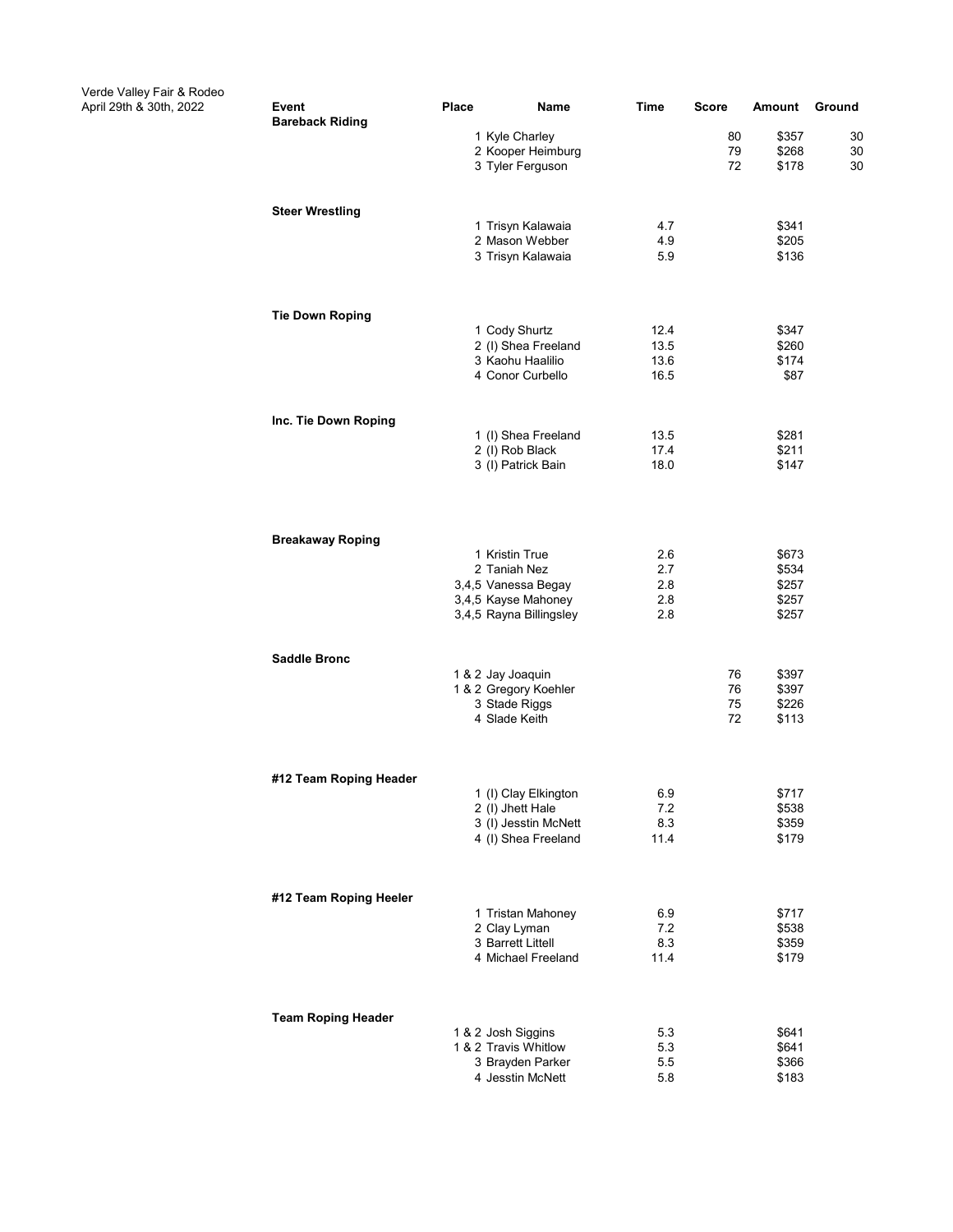Verde Valley Fair & Rodeo
April 29th & 30th, 2022

| Event | Place | Name | Time | Score | Amount | Ground |
|---|---|---|---|---|---|---|
| **Bareback Riding** | | | | | | |
| | 1 | Kyle Charley | | 80 | $357 | 30 |
| | 2 | Kooper Heimburg | | 79 | $268 | 30 |
| | 3 | Tyler Ferguson | | 72 | $178 | 30 |
| **Steer Wrestling** | | | | | | |
| | 1 | Trisyn Kalawaia | 4.7 | | $341 | |
| | 2 | Mason Webber | 4.9 | | $205 | |
| | 3 | Trisyn Kalawaia | 5.9 | | $136 | |
| **Tie Down Roping** | | | | | | |
| | 1 | Cody Shurtz | 12.4 | | $347 | |
| | 2 | (I) Shea Freeland | 13.5 | | $260 | |
| | 3 | Kaohu Haalilio | 13.6 | | $174 | |
| | 4 | Conor Curbello | 16.5 | | $87 | |
| **Inc. Tie Down Roping** | | | | | | |
| | 1 | (I) Shea Freeland | 13.5 | | $281 | |
| | 2 | (I) Rob Black | 17.4 | | $211 | |
| | 3 | (I) Patrick Bain | 18.0 | | $147 | |
| **Breakaway Roping** | | | | | | |
| | 1 | Kristin True | 2.6 | | $673 | |
| | 2 | Taniah Nez | 2.7 | | $534 | |
| | 3,4,5 | Vanessa Begay | 2.8 | | $257 | |
| | 3,4,5 | Kayse Mahoney | 2.8 | | $257 | |
| | 3,4,5 | Rayna Billingsley | 2.8 | | $257 | |
| **Saddle Bronc** | | | | | | |
| | 1 & 2 | Jay Joaquin | | 76 | $397 | |
| | 1 & 2 | Gregory Koehler | | 76 | $397 | |
| | 3 | Stade Riggs | | 75 | $226 | |
| | 4 | Slade Keith | | 72 | $113 | |
| **#12 Team Roping Header** | | | | | | |
| | 1 | (I) Clay Elkington | 6.9 | | $717 | |
| | 2 | (I) Jhett Hale | 7.2 | | $538 | |
| | 3 | (I) Jesstin McNett | 8.3 | | $359 | |
| | 4 | (I) Shea Freeland | 11.4 | | $179 | |
| **#12 Team Roping Heeler** | | | | | | |
| | 1 | Tristan Mahoney | 6.9 | | $717 | |
| | 2 | Clay Lyman | 7.2 | | $538 | |
| | 3 | Barrett Littell | 8.3 | | $359 | |
| | 4 | Michael Freeland | 11.4 | | $179 | |
| **Team Roping Header** | | | | | | |
| | 1 & 2 | Josh Siggins | 5.3 | | $641 | |
| | 1 & 2 | Travis Whitlow | 5.3 | | $641 | |
| | 3 | Brayden Parker | 5.5 | | $366 | |
| | 4 | Jesstin McNett | 5.8 | | $183 | |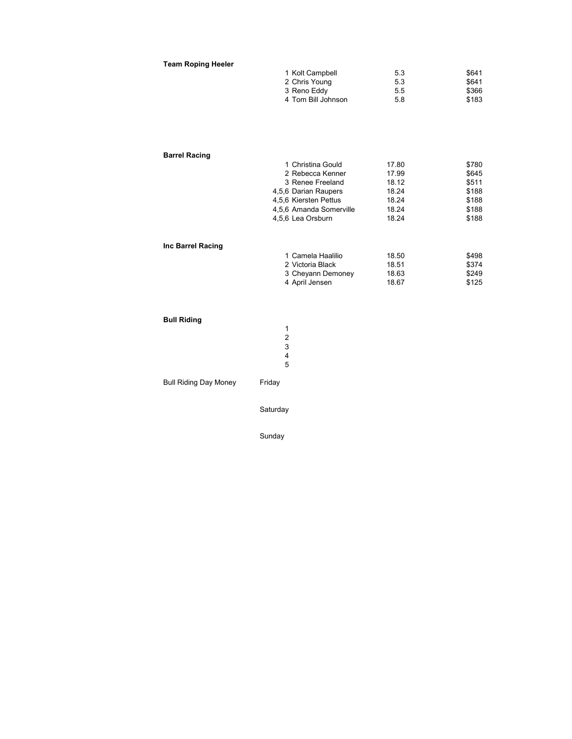**Team Roping Heeler**

| | | |
|---|---|---|
| 1 Kolt Campbell | 5.3 | $641 |
| 2 Chris Young | 5.3 | $641 |
| 3 Reno Eddy | 5.5 | $366 |
| 4 Tom Bill Johnson | 5.8 | $183 |

**Barrel Racing**

| | | |
|---|---|---|
| 1 Christina Gould | 17.80 | $780 |
| 2 Rebecca Kenner | 17.99 | $645 |
| 3 Renee Freeland | 18.12 | $511 |
| 4,5,6 Darian Raupers | 18.24 | $188 |
| 4,5,6 Kiersten Pettus | 18.24 | $188 |
| 4,5,6 Amanda Somerville | 18.24 | $188 |
| 4,5,6 Lea Orsburn | 18.24 | $188 |

**Inc Barrel Racing**

| | | |
|---|---|---|
| 1 Camela Haalilio | 18.50 | $498 |
| 2 Victoria Black | 18.51 | $374 |
| 3 Cheyann Demoney | 18.63 | $249 |
| 4 April Jensen | 18.67 | $125 |

**Bull Riding**

1
2
3
4
5

Bull Riding Day Money

Friday

Saturday

Sunday